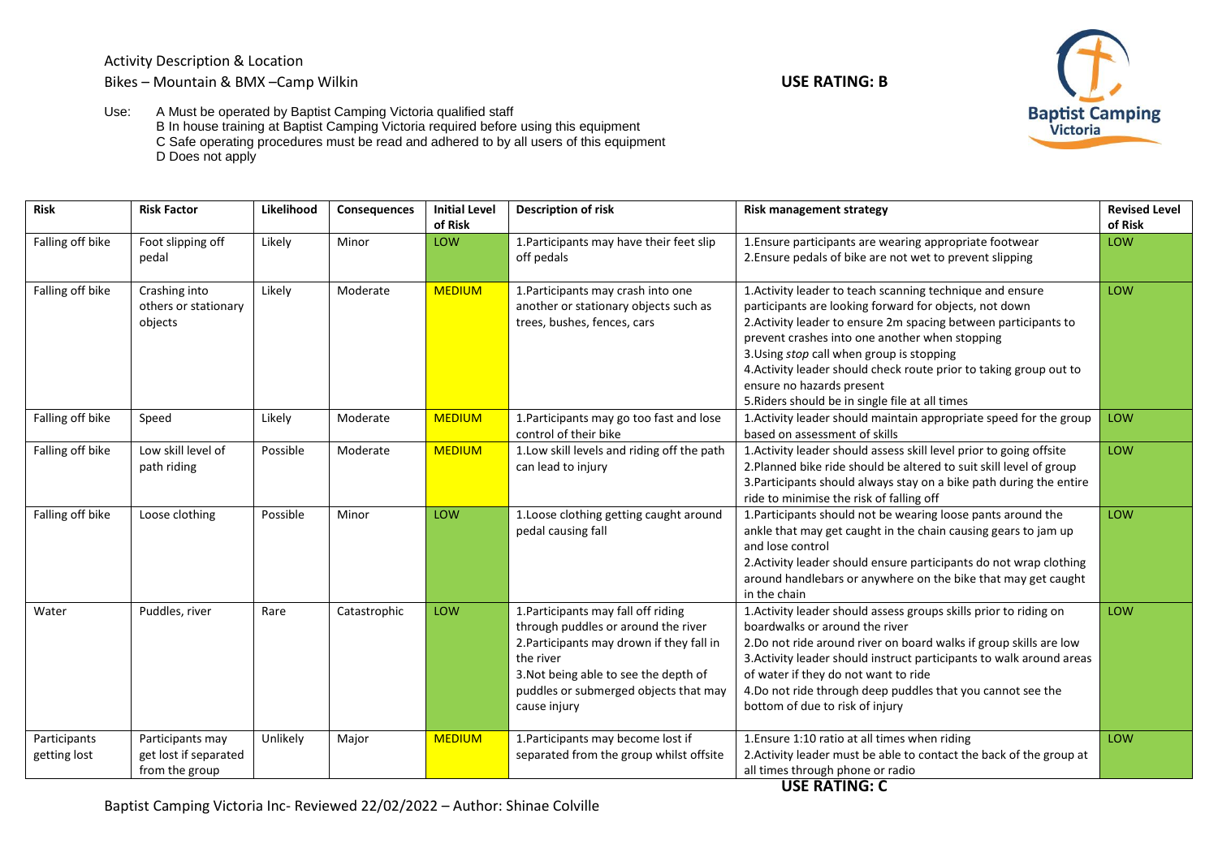Activity Description & Location

Bikes – Mountain & BMX –Camp Wilkin

**USE RATING: B**

Use: A Must be operated by Baptist Camping Victoria qualified staff
B In house training at Baptist Camping Victoria required before using this equipment
C Safe operating procedures must be read and adhered to by all users of this equipment
D Does not apply

| Risk | Risk Factor | Likelihood | Consequences | Initial Level of Risk | Description of risk | Risk management strategy | Revised Level of Risk |
|---|---|---|---|---|---|---|---|
| Falling off bike | Foot slipping off pedal | Likely | Minor | LOW | 1.Participants may have their feet slip off pedals | 1.Ensure participants are wearing appropriate footwear<br>2.Ensure pedals of bike are not wet to prevent slipping | LOW |
| Falling off bike | Crashing into others or stationary objects | Likely | Moderate | MEDIUM | 1.Participants may crash into one another or stationary objects such as trees, bushes, fences, cars | 1.Activity leader to teach scanning technique and ensure participants are looking forward for objects, not down<br>2.Activity leader to ensure 2m spacing between participants to prevent crashes into one another when stopping<br>3.Using *stop* call when group is stopping<br>4.Activity leader should check route prior to taking group out to ensure no hazards present<br>5.Riders should be in single file at all times | LOW |
| Falling off bike | Speed | Likely | Moderate | MEDIUM | 1.Participants may go too fast and lose control of their bike | 1.Activity leader should maintain appropriate speed for the group based on assessment of skills | LOW |
| Falling off bike | Low skill level of path riding | Possible | Moderate | MEDIUM | 1.Low skill levels and riding off the path can lead to injury | 1.Activity leader should assess skill level prior to going offsite<br>2.Planned bike ride should be altered to suit skill level of group<br>3.Participants should always stay on a bike path during the entire ride to minimise the risk of falling off | LOW |
| Falling off bike | Loose clothing | Possible | Minor | LOW | 1.Loose clothing getting caught around pedal causing fall | 1.Participants should not be wearing loose pants around the ankle that may get caught in the chain causing gears to jam up and lose control<br>2.Activity leader should ensure participants do not wrap clothing around handlebars or anywhere on the bike that may get caught in the chain | LOW |
| Water | Puddles, river | Rare | Catastrophic | LOW | 1.Participants may fall off riding through puddles or around the river<br>2.Participants may drown if they fall in the river<br>3.Not being able to see the depth of puddles or submerged objects that may cause injury | 1.Activity leader should assess groups skills prior to riding on boardwalks or around the river<br>2.Do not ride around river on board walks if group skills are low<br>3.Activity leader should instruct participants to walk around areas of water if they do not want to ride<br>4.Do not ride through deep puddles that you cannot see the bottom of due to risk of injury | LOW |
| Participants getting lost | Participants may get lost if separated from the group | Unlikely | Major | MEDIUM | 1.Participants may become lost if separated from the group whilst offsite | 1.Ensure 1:10 ratio at all times when riding<br>2.Activity leader must be able to contact the back of the group at all times through phone or radio | LOW |

**USE RATING: C**

Baptist Camping Victoria Inc- Reviewed 22/02/2022 – Author: Shinae Colville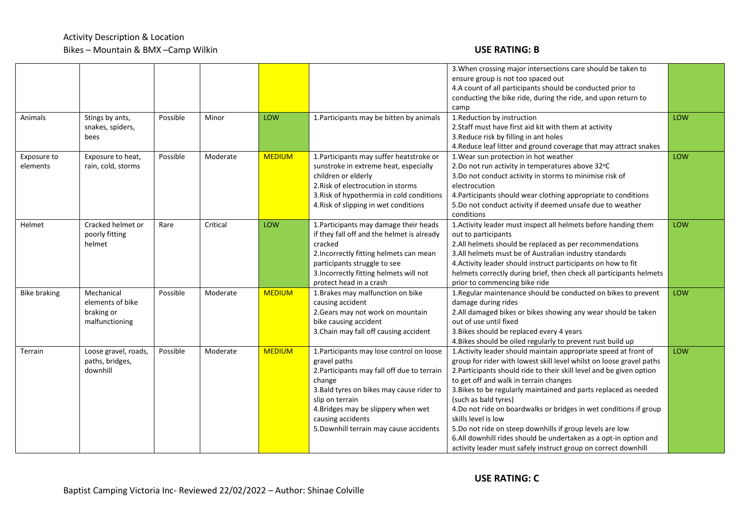Activity Description & Location

Bikes – Mountain & BMX –Camp Wilkin

**USE RATING: B**

| | | | | | | | |
|---|---|---|---|---|---|---|---|
| | | | | | | 3.When crossing major intersections care should be taken to ensure group is not too spaced out<br>4.A count of all participants should be conducted prior to conducting the bike ride, during the ride, and upon return to camp | |
| Animals | Stings by ants, snakes, spiders, bees | Possible | Minor | LOW | 1.Participants may be bitten by animals | 1.Reduction by instruction<br>2.Staff must have first aid kit with them at activity<br>3.Reduce risk by filling in ant holes<br>4.Reduce leaf litter and ground coverage that may attract snakes | LOW |
| Exposure to elements | Exposure to heat, rain, cold, storms | Possible | Moderate | MEDIUM | 1.Participants may suffer heatstroke or sunstroke in extreme heat, especially children or elderly<br>2.Risk of electrocution in storms<br>3.Risk of hypothermia in cold conditions<br>4.Risk of slipping in wet conditions | 1.Wear sun protection in hot weather<br>2.Do not run activity in temperatures above 32°C<br>3.Do not conduct activity in storms to minimise risk of electrocution<br>4.Participants should wear clothing appropriate to conditions<br>5.Do not conduct activity if deemed unsafe due to weather conditions | LOW |
| Helmet | Cracked helmet or poorly fitting helmet | Rare | Critical | LOW | 1.Participants may damage their heads if they fall off and the helmet is already cracked<br>2.Incorrectly fitting helmets can mean participants struggle to see<br>3.Incorrectly fitting helmets will not protect head in a crash | 1.Activity leader must inspect all helmets before handing them out to participants<br>2.All helmets should be replaced as per recommendations<br>3.All helmets must be of Australian industry standards<br>4.Activity leader should instruct participants on how to fit helmets correctly during brief, then check all participants helmets prior to commencing bike ride | LOW |
| Bike braking | Mechanical elements of bike braking or malfunctioning | Possible | Moderate | MEDIUM | 1.Brakes may malfunction on bike causing accident<br>2.Gears may not work on mountain bike causing accident<br>3.Chain may fall off causing accident | 1.Regular maintenance should be conducted on bikes to prevent damage during rides<br>2.All damaged bikes or bikes showing any wear should be taken out of use until fixed<br>3.Bikes should be replaced every 4 years<br>4.Bikes should be oiled regularly to prevent rust build up | LOW |
| Terrain | Loose gravel, roads, paths, bridges, downhill | Possible | Moderate | MEDIUM | 1.Participants may lose control on loose gravel paths<br>2.Participants may fall off due to terrain change<br>3.Bald tyres on bikes may cause rider to slip on terrain<br>4.Bridges may be slippery when wet causing accidents<br>5.Downhill terrain may cause accidents | 1.Activity leader should maintain appropriate speed at front of group for rider with lowest skill level whilst on loose gravel paths<br>2.Participants should ride to their skill level and be given option to get off and walk in terrain changes<br>3.Bikes to be regularly maintained and parts replaced as needed (such as bald tyres)<br>4.Do not ride on boardwalks or bridges in wet conditions if group skills level is low<br>5.Do not ride on steep downhills if group levels are low<br>6.All downhill rides should be undertaken as a opt-in option and activity leader must safely instruct group on correct downhill | LOW |

**USE RATING: C**

Baptist Camping Victoria Inc- Reviewed 22/02/2022 – Author: Shinae Colville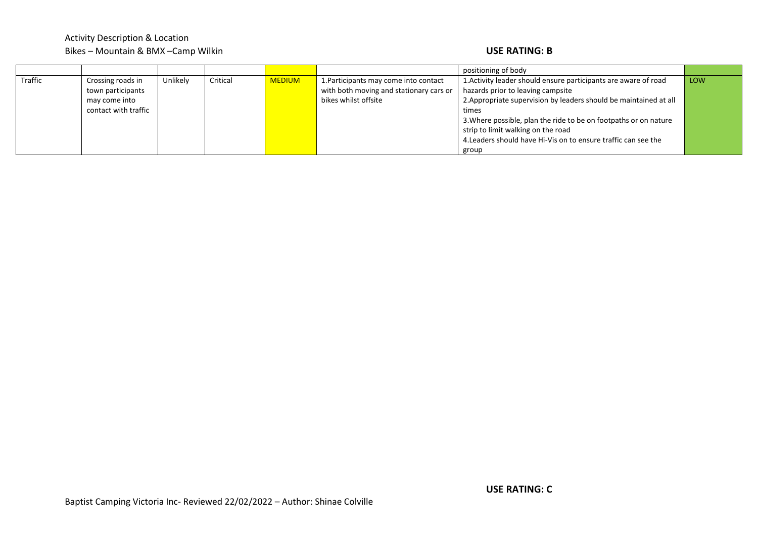Activity Description & Location
Bikes – Mountain & BMX –Camp Wilkin

**USE RATING: B**

| | | | | | | | |
|---|---|---|---|---|---|---|---|
| | | | | | | positioning of body | |
| Traffic | Crossing roads in town participants may come into contact with traffic | Unlikely | Critical | MEDIUM | 1.Participants may come into contact with both moving and stationary cars or bikes whilst offsite | 1.Activity leader should ensure participants are aware of road hazards prior to leaving campsite<br>2.Appropriate supervision by leaders should be maintained at all times<br>3.Where possible, plan the ride to be on footpaths or on nature strip to limit walking on the road<br>4.Leaders should have Hi-Vis on to ensure traffic can see the group | LOW |

**USE RATING: C**

Baptist Camping Victoria Inc- Reviewed 22/02/2022 – Author: Shinae Colville